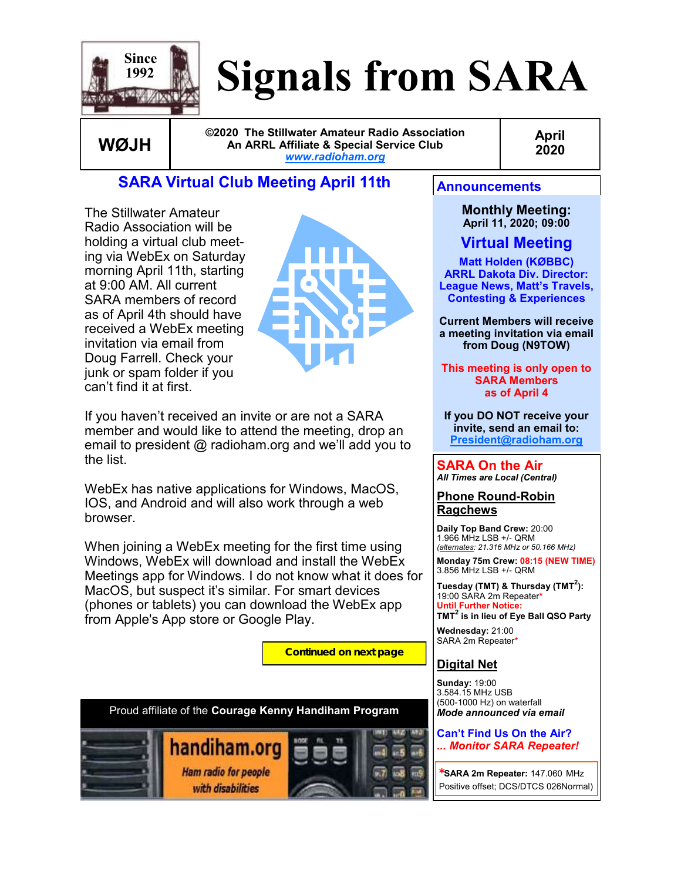# Signals from SARA

Since 1992

**WØJH**

**©2020 The Stillwater Amateur Radio Association**
**An ARRL Affiliate & Special Service Club**
**www.radioham.org**

**April 2020**

## SARA Virtual Club Meeting April 11th

The Stillwater Amateur Radio Association will be holding a virtual club meeting via WebEx on Saturday morning April 11th, starting at 9:00 AM. All current SARA members of record as of April 4th should have received a WebEx meeting invitation via email from Doug Farrell. Check your junk or spam folder if you can't find it at first.

If you haven't received an invite or are not a SARA member and would like to attend the meeting, drop an email to president @ radioham.org and we'll add you to the list.

WebEx has native applications for Windows, MacOS, IOS, and Android and will also work through a web browser.

When joining a WebEx meeting for the first time using Windows, WebEx will download and install the WebEx Meetings app for Windows. I do not know what it does for MacOS, but suspect it's similar. For smart devices (phones or tablets) you can download the WebEx app from Apple's App store or Google Play.

**Continued on next page**

Proud affiliate of the **Courage Kenny Handiham Program**

handiham.org — Ham radio for people with disabilities

## Announcements

**Monthly Meeting:**
**April 11, 2020; 09:00**

**Virtual Meeting**

**Matt Holden (KØBBC)**
**ARRL Dakota Div. Director:**
**League News, Matt's Travels, Contesting & Experiences**

**Current Members will receive a meeting invitation via email from Doug (N9TOW)**

**This meeting is only open to SARA Members as of April 4**

**If you DO NOT receive your invite, send an email to:**
**President@radioham.org**

## SARA On the Air

***All Times are Local (Central)***

### Phone Round-Robin Ragchews

**Daily Top Band Crew:** 20:00
1.966 MHz LSB +/- QRM
*(alternates: 21.316 MHz or 50.166 MHz)*

**Monday 75m Crew:** **08:15 (NEW TIME)**
3.856 MHz LSB +/- QRM

**Tuesday (TMT) & Thursday (TMT²):**
19:00 SARA 2m Repeater*
**Until Further Notice:**
**TMT² is in lieu of Eye Ball QSO Party**

**Wednesday:** 21:00
SARA 2m Repeater*

### Digital Net

**Sunday:** 19:00
3.584.15 MHz USB
(500-1000 Hz) on waterfall
***Mode announced via email***

**Can't Find Us On the Air?**
***... Monitor SARA Repeater!***

***SARA 2m Repeater:** 147.060 MHz
Positive offset; DCS/DTCS 026Normal)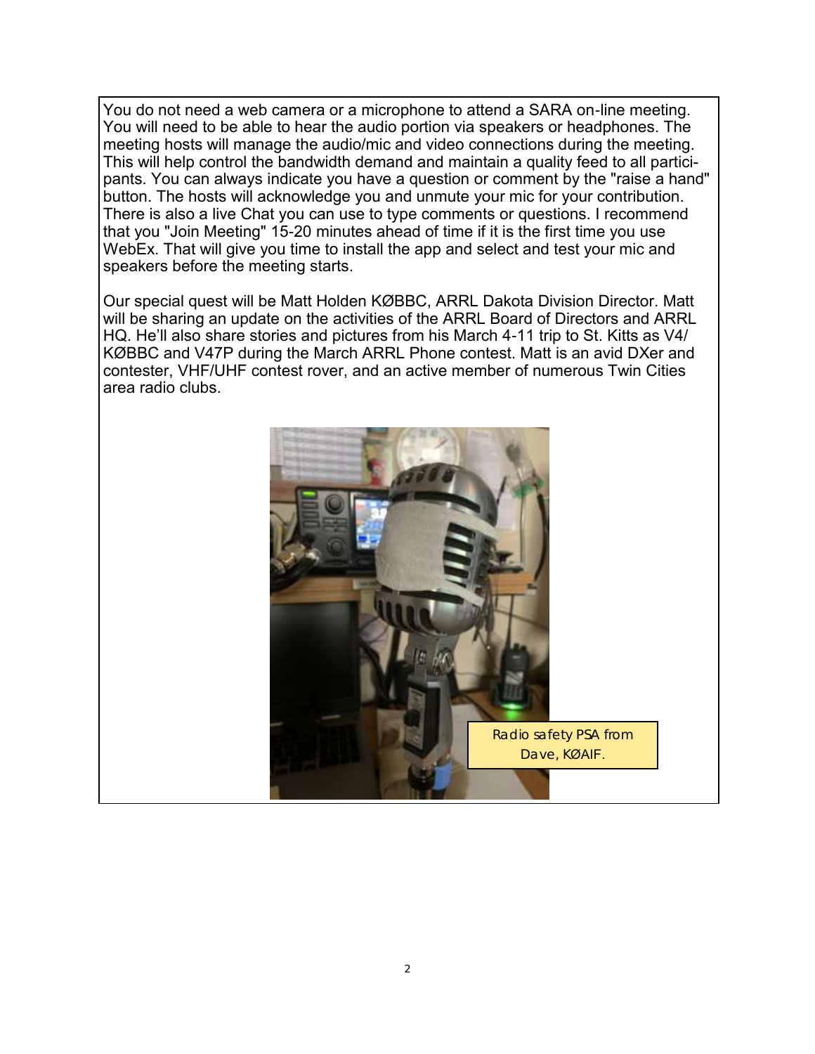You do not need a web camera or a microphone to attend a SARA on-line meeting. You will need to be able to hear the audio portion via speakers or headphones. The meeting hosts will manage the audio/mic and video connections during the meeting. This will help control the bandwidth demand and maintain a quality feed to all participants. You can always indicate you have a question or comment by the "raise a hand" button. The hosts will acknowledge you and unmute your mic for your contribution. There is also a live Chat you can use to type comments or questions. I recommend that you "Join Meeting" 15-20 minutes ahead of time if it is the first time you use WebEx. That will give you time to install the app and select and test your mic and speakers before the meeting starts.

Our special quest will be Matt Holden KØBBC, ARRL Dakota Division Director. Matt will be sharing an update on the activities of the ARRL Board of Directors and ARRL HQ. He'll also share stories and pictures from his March 4-11 trip to St. Kitts as V4/KØBBC and V47P during the March ARRL Phone contest. Matt is an avid DXer and contester, VHF/UHF contest rover, and an active member of numerous Twin Cities area radio clubs.

Radio safety PSA from Dave, KØAIF.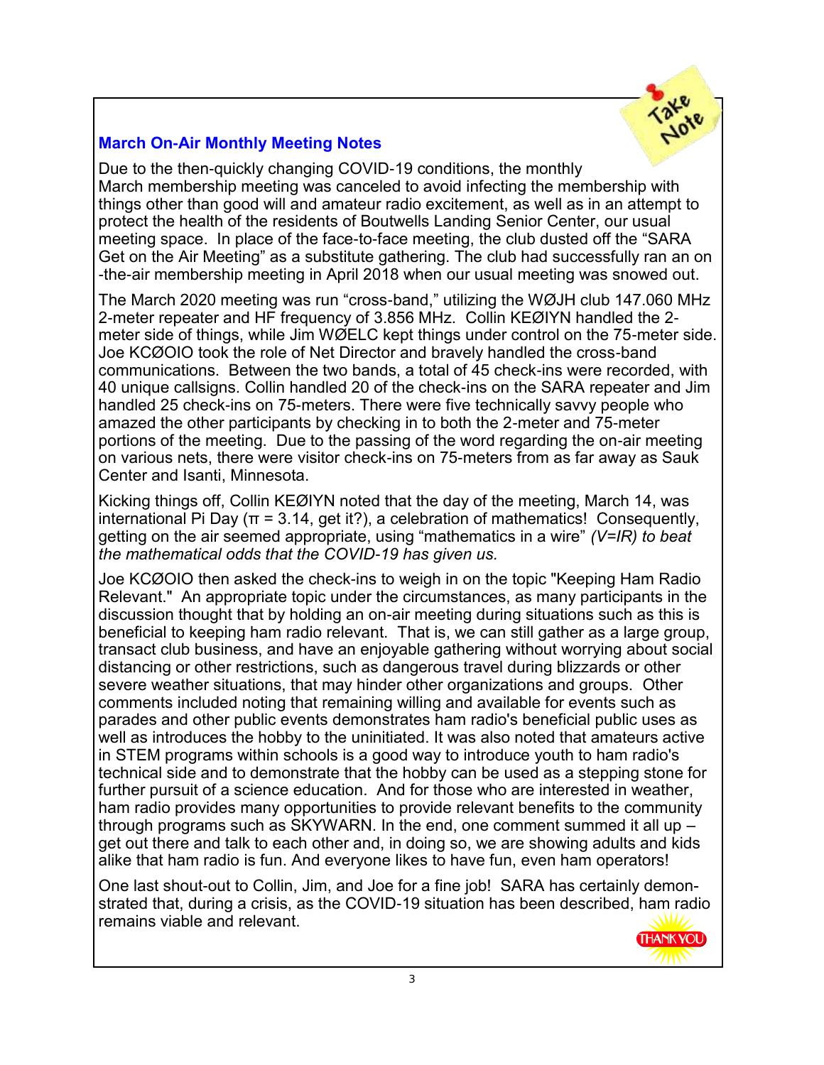## March On-Air Monthly Meeting Notes

Due to the then-quickly changing COVID-19 conditions, the monthly March membership meeting was canceled to avoid infecting the membership with things other than good will and amateur radio excitement, as well as in an attempt to protect the health of the residents of Boutwells Landing Senior Center, our usual meeting space. In place of the face-to-face meeting, the club dusted off the "SARA Get on the Air Meeting" as a substitute gathering. The club had successfully ran an on-the-air membership meeting in April 2018 when our usual meeting was snowed out.

The March 2020 meeting was run "cross-band," utilizing the WØJH club 147.060 MHz 2-meter repeater and HF frequency of 3.856 MHz. Collin KEØIYN handled the 2-meter side of things, while Jim WØELC kept things under control on the 75-meter side. Joe KCØOIO took the role of Net Director and bravely handled the cross-band communications. Between the two bands, a total of 45 check-ins were recorded, with 40 unique callsigns. Collin handled 20 of the check-ins on the SARA repeater and Jim handled 25 check-ins on 75-meters. There were five technically savvy people who amazed the other participants by checking in to both the 2-meter and 75-meter portions of the meeting. Due to the passing of the word regarding the on-air meeting on various nets, there were visitor check-ins on 75-meters from as far away as Sauk Center and Isanti, Minnesota.

Kicking things off, Collin KEØIYN noted that the day of the meeting, March 14, was international Pi Day (π = 3.14, get it?), a celebration of mathematics! Consequently, getting on the air seemed appropriate, using "mathematics in a wire" *(V=IR) to beat the mathematical odds that the COVID-19 has given us.*

Joe KCØOIO then asked the check-ins to weigh in on the topic "Keeping Ham Radio Relevant." An appropriate topic under the circumstances, as many participants in the discussion thought that by holding an on-air meeting during situations such as this is beneficial to keeping ham radio relevant. That is, we can still gather as a large group, transact club business, and have an enjoyable gathering without worrying about social distancing or other restrictions, such as dangerous travel during blizzards or other severe weather situations, that may hinder other organizations and groups. Other comments included noting that remaining willing and available for events such as parades and other public events demonstrates ham radio's beneficial public uses as well as introduces the hobby to the uninitiated. It was also noted that amateurs active in STEM programs within schools is a good way to introduce youth to ham radio's technical side and to demonstrate that the hobby can be used as a stepping stone for further pursuit of a science education. And for those who are interested in weather, ham radio provides many opportunities to provide relevant benefits to the community through programs such as SKYWARN. In the end, one comment summed it all up – get out there and talk to each other and, in doing so, we are showing adults and kids alike that ham radio is fun. And everyone likes to have fun, even ham operators!

One last shout-out to Collin, Jim, and Joe for a fine job! SARA has certainly demonstrated that, during a crisis, as the COVID-19 situation has been described, ham radio remains viable and relevant.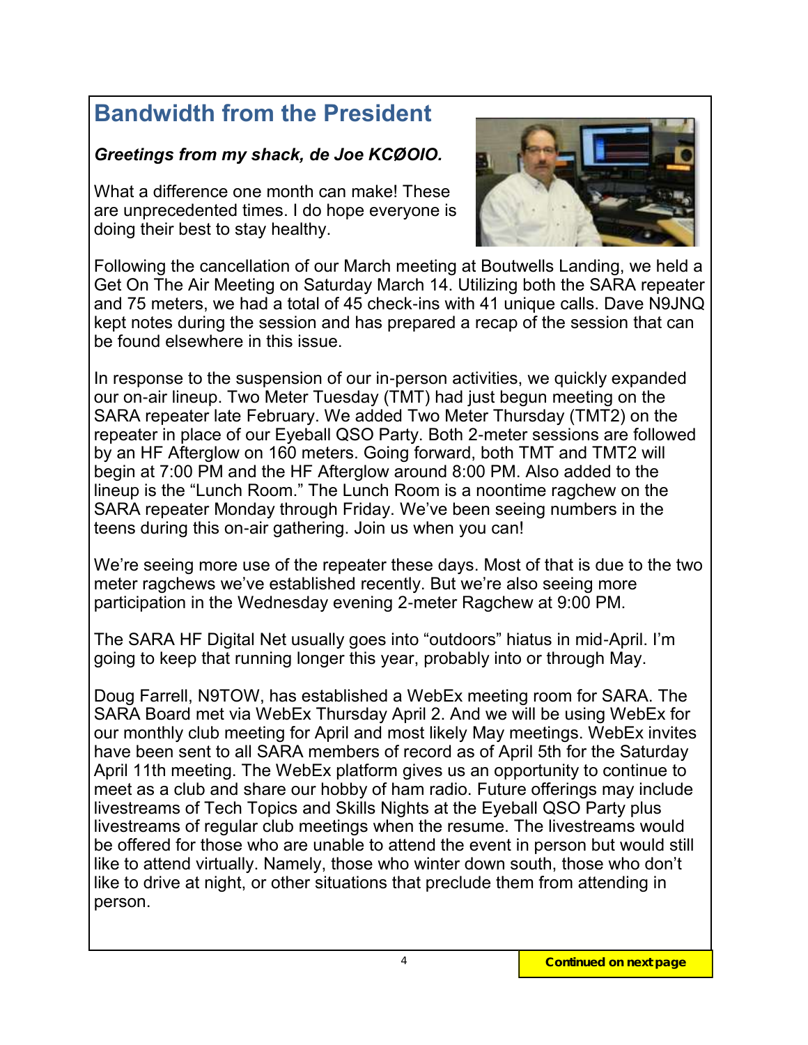# Bandwidth from the President

***Greetings from my shack, de Joe KCØOIO.***

What a difference one month can make! These are unprecedented times. I do hope everyone is doing their best to stay healthy.

Following the cancellation of our March meeting at Boutwells Landing, we held a Get On The Air Meeting on Saturday March 14. Utilizing both the SARA repeater and 75 meters, we had a total of 45 check-ins with 41 unique calls. Dave N9JNQ kept notes during the session and has prepared a recap of the session that can be found elsewhere in this issue.

In response to the suspension of our in-person activities, we quickly expanded our on-air lineup. Two Meter Tuesday (TMT) had just begun meeting on the SARA repeater late February. We added Two Meter Thursday (TMT2) on the repeater in place of our Eyeball QSO Party. Both 2-meter sessions are followed by an HF Afterglow on 160 meters. Going forward, both TMT and TMT2 will begin at 7:00 PM and the HF Afterglow around 8:00 PM. Also added to the lineup is the "Lunch Room." The Lunch Room is a noontime ragchew on the SARA repeater Monday through Friday. We've been seeing numbers in the teens during this on-air gathering. Join us when you can!

We're seeing more use of the repeater these days. Most of that is due to the two meter ragchews we've established recently. But we're also seeing more participation in the Wednesday evening 2-meter Ragchew at 9:00 PM.

The SARA HF Digital Net usually goes into "outdoors" hiatus in mid-April. I'm going to keep that running longer this year, probably into or through May.

Doug Farrell, N9TOW, has established a WebEx meeting room for SARA. The SARA Board met via WebEx Thursday April 2. And we will be using WebEx for our monthly club meeting for April and most likely May meetings. WebEx invites have been sent to all SARA members of record as of April 5th for the Saturday April 11th meeting. The WebEx platform gives us an opportunity to continue to meet as a club and share our hobby of ham radio. Future offerings may include livestreams of Tech Topics and Skills Nights at the Eyeball QSO Party plus livestreams of regular club meetings when the resume. The livestreams would be offered for those who are unable to attend the event in person but would still like to attend virtually. Namely, those who winter down south, those who don't like to drive at night, or other situations that preclude them from attending in person.

**Continued on next page**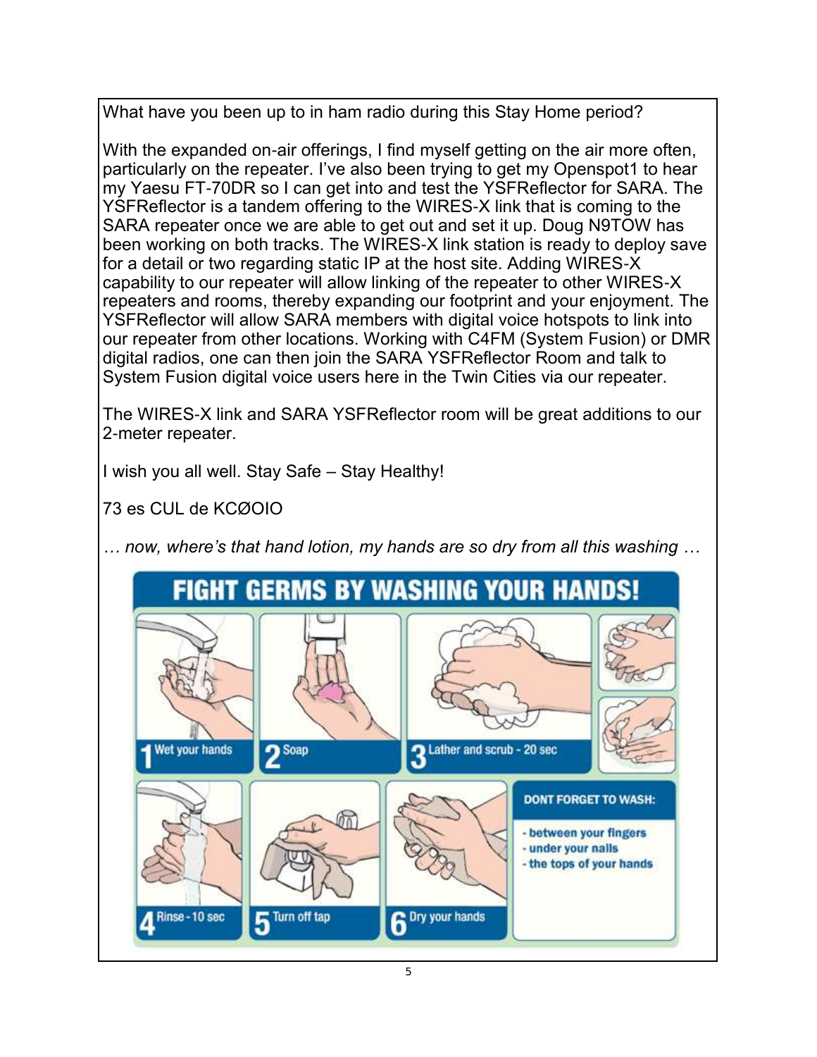What have you been up to in ham radio during this Stay Home period?

With the expanded on-air offerings, I find myself getting on the air more often, particularly on the repeater. I've also been trying to get my Openspot1 to hear my Yaesu FT-70DR so I can get into and test the YSFReflector for SARA. The YSFReflector is a tandem offering to the WIRES-X link that is coming to the SARA repeater once we are able to get out and set it up. Doug N9TOW has been working on both tracks. The WIRES-X link station is ready to deploy save for a detail or two regarding static IP at the host site. Adding WIRES-X capability to our repeater will allow linking of the repeater to other WIRES-X repeaters and rooms, thereby expanding our footprint and your enjoyment. The YSFReflector will allow SARA members with digital voice hotspots to link into our repeater from other locations. Working with C4FM (System Fusion) or DMR digital radios, one can then join the SARA YSFReflector Room and talk to System Fusion digital voice users here in the Twin Cities via our repeater.

The WIRES-X link and SARA YSFReflector room will be great additions to our 2-meter repeater.

I wish you all well. Stay Safe – Stay Healthy!

73 es CUL de KCØOIO

*… now, where's that hand lotion, my hands are so dry from all this washing …*

## FIGHT GERMS BY WASHING YOUR HANDS!

1. Wet your hands
2. Soap
3. Lather and scrub - 20 sec
4. Rinse - 10 sec
5. Turn off tap
6. Dry your hands

**DONT FORGET TO WASH:**

- between your fingers
- under your nails
- the tops of your hands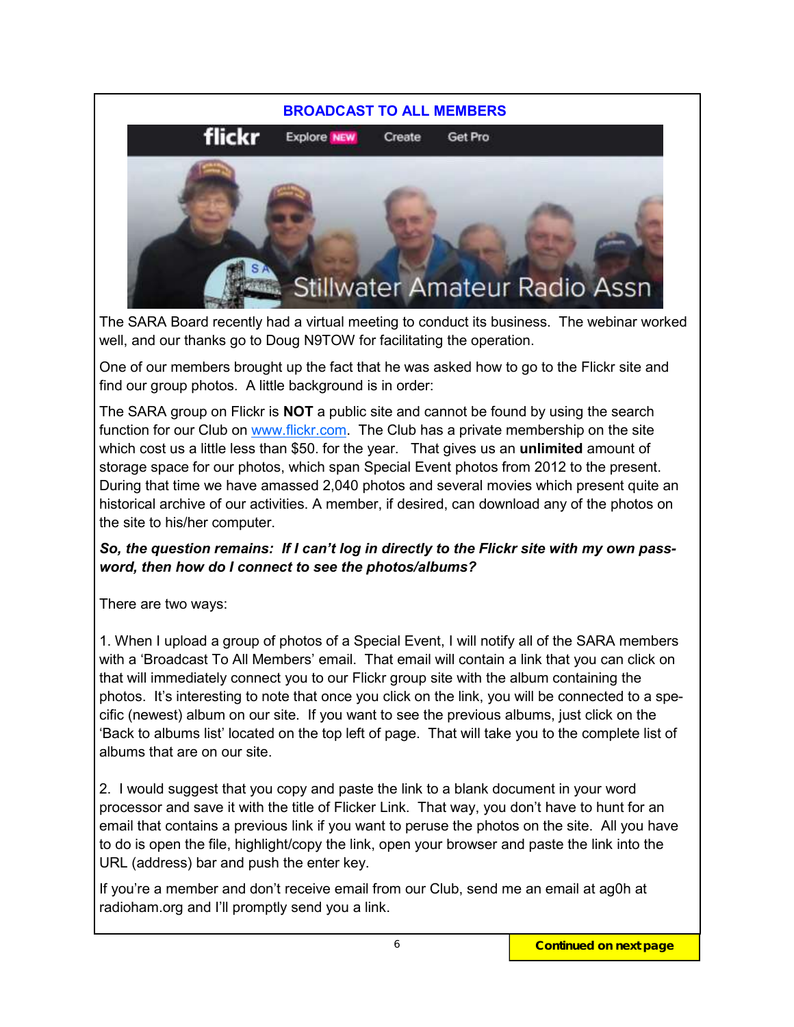## BROADCAST TO ALL MEMBERS

The SARA Board recently had a virtual meeting to conduct its business. The webinar worked well, and our thanks go to Doug N9TOW for facilitating the operation.

One of our members brought up the fact that he was asked how to go to the Flickr site and find our group photos. A little background is in order:

The SARA group on Flickr is **NOT** a public site and cannot be found by using the search function for our Club on [www.flickr.com](http://www.flickr.com). The Club has a private membership on the site which cost us a little less than $50. for the year. That gives us an **unlimited** amount of storage space for our photos, which span Special Event photos from 2012 to the present. During that time we have amassed 2,040 photos and several movies which present quite an historical archive of our activities. A member, if desired, can download any of the photos on the site to his/her computer.

***So, the question remains: If I can't log in directly to the Flickr site with my own password, then how do I connect to see the photos/albums?***

There are two ways:

1. When I upload a group of photos of a Special Event, I will notify all of the SARA members with a 'Broadcast To All Members' email. That email will contain a link that you can click on that will immediately connect you to our Flickr group site with the album containing the photos. It's interesting to note that once you click on the link, you will be connected to a specific (newest) album on our site. If you want to see the previous albums, just click on the 'Back to albums list' located on the top left of page. That will take you to the complete list of albums that are on our site.

2. I would suggest that you copy and paste the link to a blank document in your word processor and save it with the title of Flicker Link. That way, you don't have to hunt for an email that contains a previous link if you want to peruse the photos on the site. All you have to do is open the file, highlight/copy the link, open your browser and paste the link into the URL (address) bar and push the enter key.

If you're a member and don't receive email from our Club, send me an email at ag0h at radioham.org and I'll promptly send you a link.

**Continued on next page**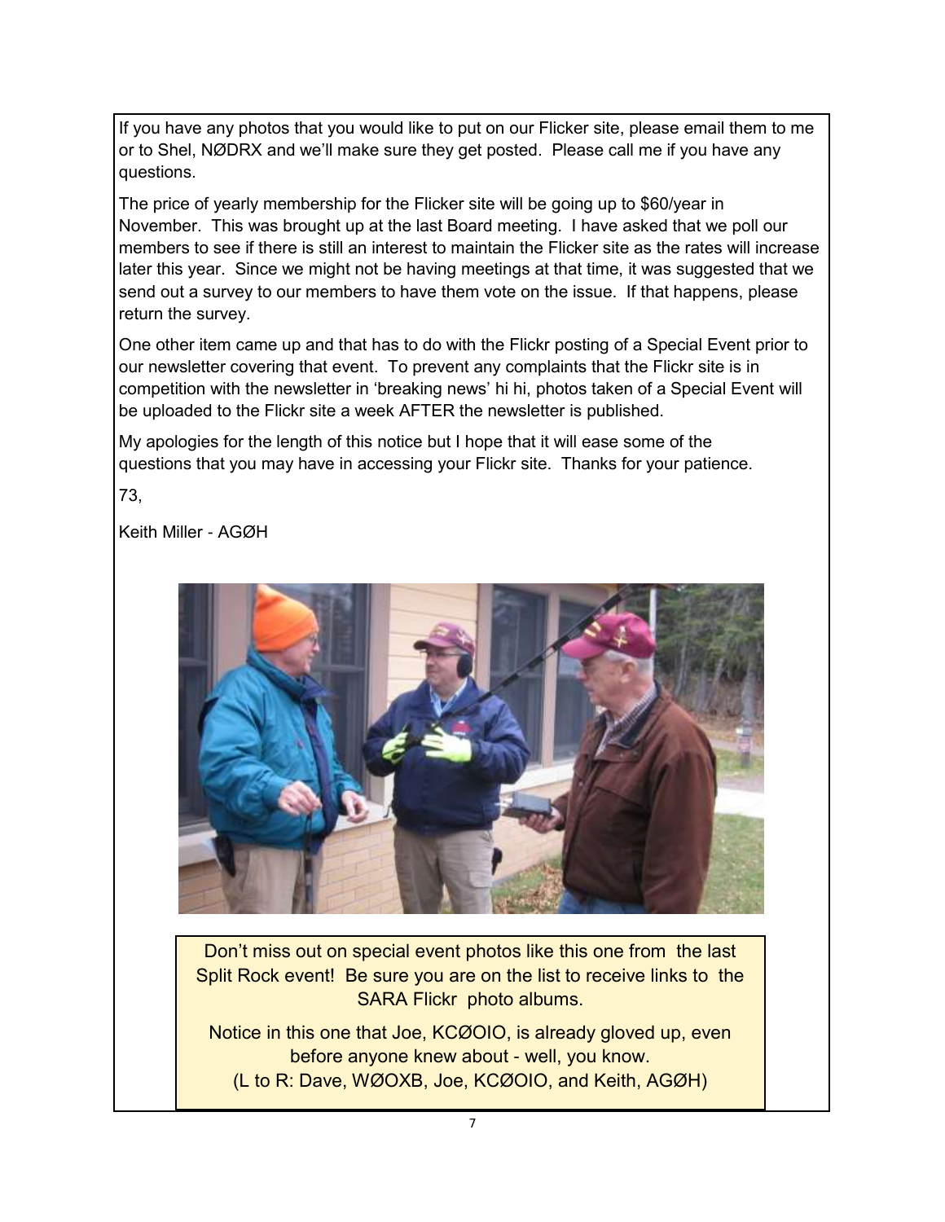If you have any photos that you would like to put on our Flicker site, please email them to me or to Shel, NØDRX and we'll make sure they get posted. Please call me if you have any questions.

The price of yearly membership for the Flicker site will be going up to $60/year in November. This was brought up at the last Board meeting. I have asked that we poll our members to see if there is still an interest to maintain the Flicker site as the rates will increase later this year. Since we might not be having meetings at that time, it was suggested that we send out a survey to our members to have them vote on the issue. If that happens, please return the survey.

One other item came up and that has to do with the Flickr posting of a Special Event prior to our newsletter covering that event. To prevent any complaints that the Flickr site is in competition with the newsletter in 'breaking news' hi hi, photos taken of a Special Event will be uploaded to the Flickr site a week AFTER the newsletter is published.

My apologies for the length of this notice but I hope that it will ease some of the questions that you may have in accessing your Flickr site. Thanks for your patience.

73,

Keith Miller - AGØH

Don't miss out on special event photos like this one from the last Split Rock event! Be sure you are on the list to receive links to the SARA Flickr photo albums.

Notice in this one that Joe, KCØOIO, is already gloved up, even before anyone knew about - well, you know.
(L to R: Dave, WØOXB, Joe, KCØOIO, and Keith, AGØH)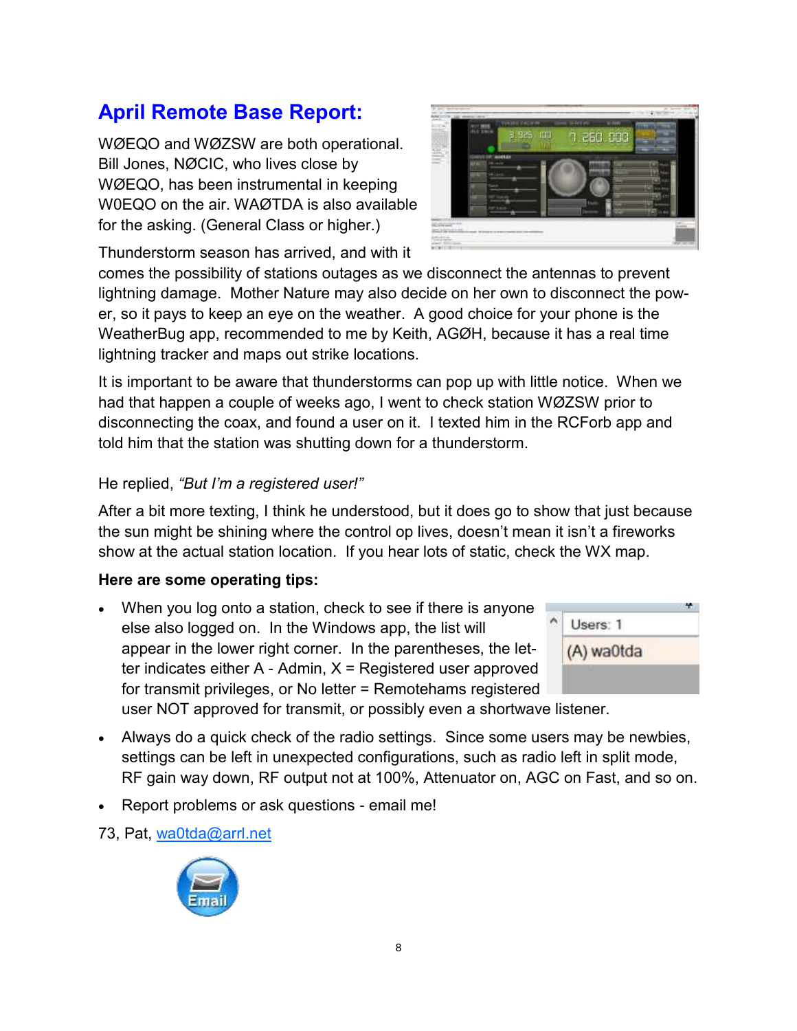## April Remote Base Report:

WØEQO and WØZSW are both operational. Bill Jones, NØCIC, who lives close by WØEQO, has been instrumental in keeping W0EQO on the air. WAØTDA is also available for the asking. (General Class or higher.)

Thunderstorm season has arrived, and with it comes the possibility of stations outages as we disconnect the antennas to prevent lightning damage. Mother Nature may also decide on her own to disconnect the power, so it pays to keep an eye on the weather. A good choice for your phone is the WeatherBug app, recommended to me by Keith, AGØH, because it has a real time lightning tracker and maps out strike locations.

It is important to be aware that thunderstorms can pop up with little notice. When we had that happen a couple of weeks ago, I went to check station WØZSW prior to disconnecting the coax, and found a user on it. I texted him in the RCForb app and told him that the station was shutting down for a thunderstorm.

He replied, *"But I'm a registered user!"*

After a bit more texting, I think he understood, but it does go to show that just because the sun might be shining where the control op lives, doesn't mean it isn't a fireworks show at the actual station location. If you hear lots of static, check the WX map.

**Here are some operating tips:**

- When you log onto a station, check to see if there is anyone else also logged on. In the Windows app, the list will appear in the lower right corner. In the parentheses, the letter indicates either A - Admin, X = Registered user approved for transmit privileges, or No letter = Remotehams registered user NOT approved for transmit, or possibly even a shortwave listener.
- Always do a quick check of the radio settings. Since some users may be newbies, settings can be left in unexpected configurations, such as radio left in split mode, RF gain way down, RF output not at 100%, Attenuator on, AGC on Fast, and so on.
- Report problems or ask questions - email me!

73, Pat, wa0tda@arrl.net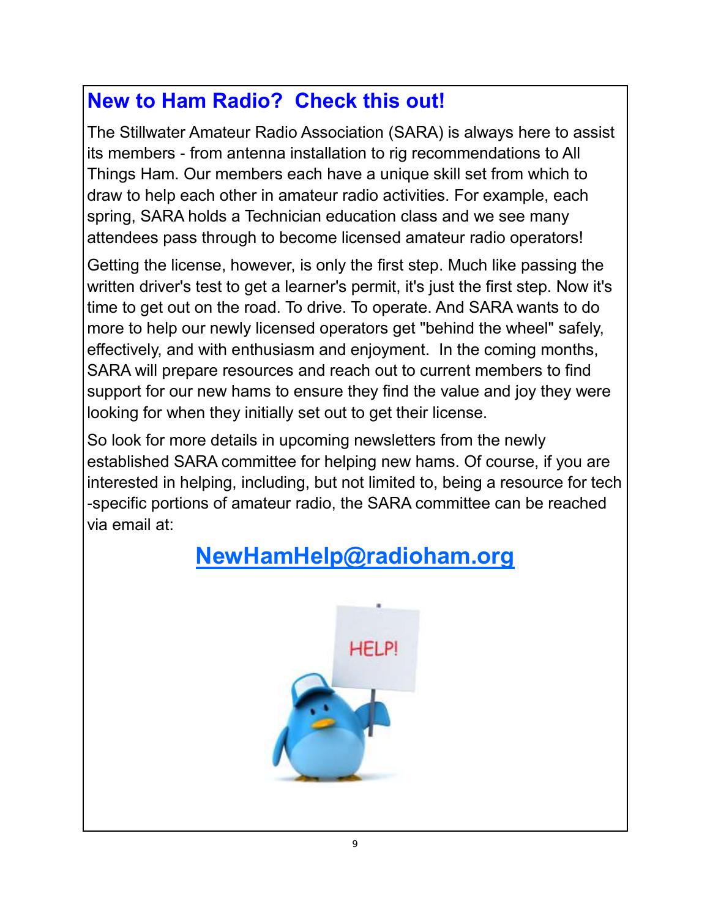## New to Ham Radio? Check this out!

The Stillwater Amateur Radio Association (SARA) is always here to assist its members - from antenna installation to rig recommendations to All Things Ham. Our members each have a unique skill set from which to draw to help each other in amateur radio activities. For example, each spring, SARA holds a Technician education class and we see many attendees pass through to become licensed amateur radio operators!

Getting the license, however, is only the first step. Much like passing the written driver's test to get a learner's permit, it's just the first step. Now it's time to get out on the road. To drive. To operate. And SARA wants to do more to help our newly licensed operators get "behind the wheel" safely, effectively, and with enthusiasm and enjoyment. In the coming months, SARA will prepare resources and reach out to current members to find support for our new hams to ensure they find the value and joy they were looking for when they initially set out to get their license.

So look for more details in upcoming newsletters from the newly established SARA committee for helping new hams. Of course, if you are interested in helping, including, but not limited to, being a resource for tech-specific portions of amateur radio, the SARA committee can be reached via email at:

**NewHamHelp@radioham.org**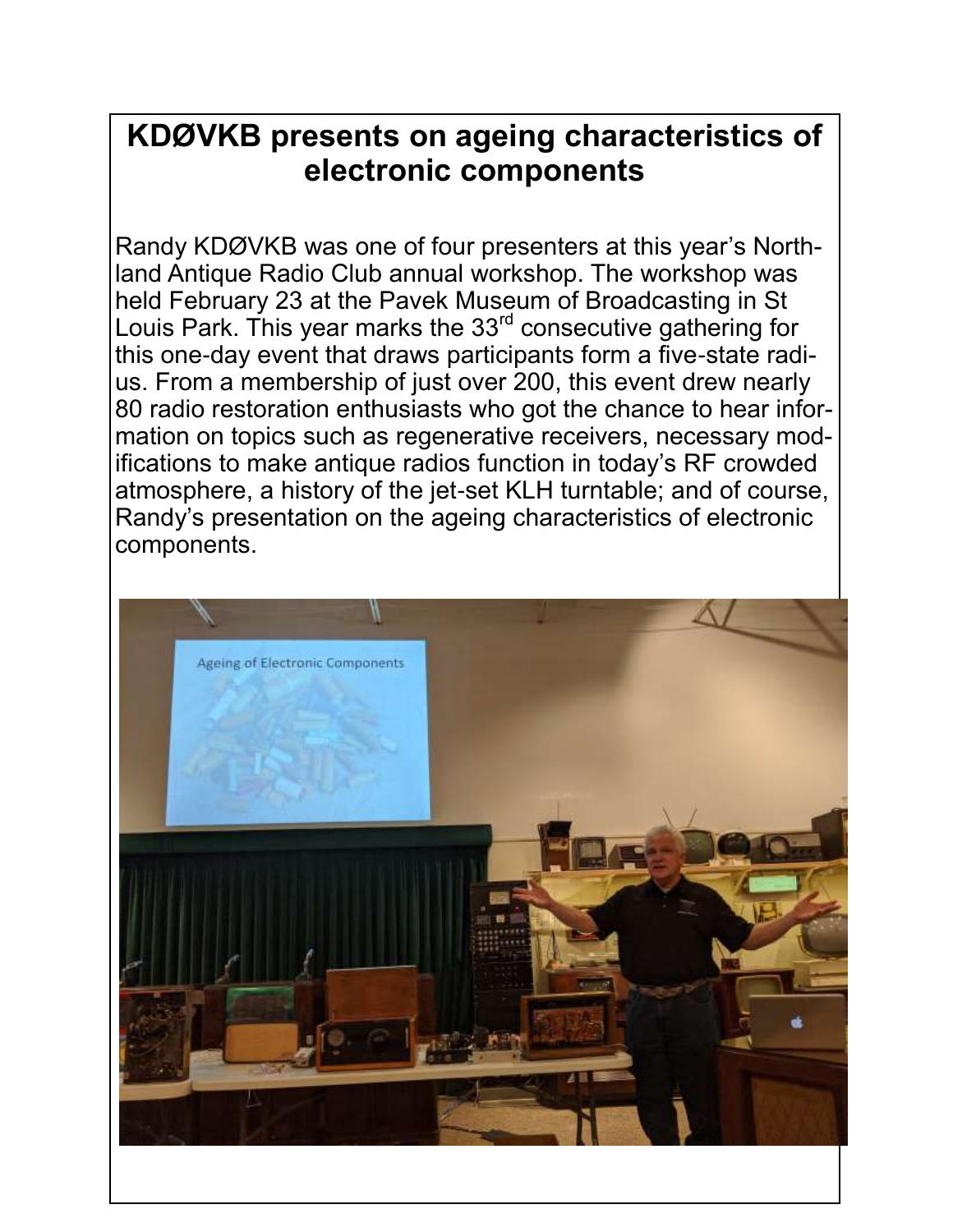## KDØVKB presents on ageing characteristics of electronic components

Randy KDØVKB was one of four presenters at this year's Northland Antique Radio Club annual workshop. The workshop was held February 23 at the Pavek Museum of Broadcasting in St Louis Park. This year marks the 33rd consecutive gathering for this one-day event that draws participants form a five-state radius. From a membership of just over 200, this event drew nearly 80 radio restoration enthusiasts who got the chance to hear information on topics such as regenerative receivers, necessary modifications to make antique radios function in today's RF crowded atmosphere, a history of the jet-set KLH turntable; and of course, Randy's presentation on the ageing characteristics of electronic components.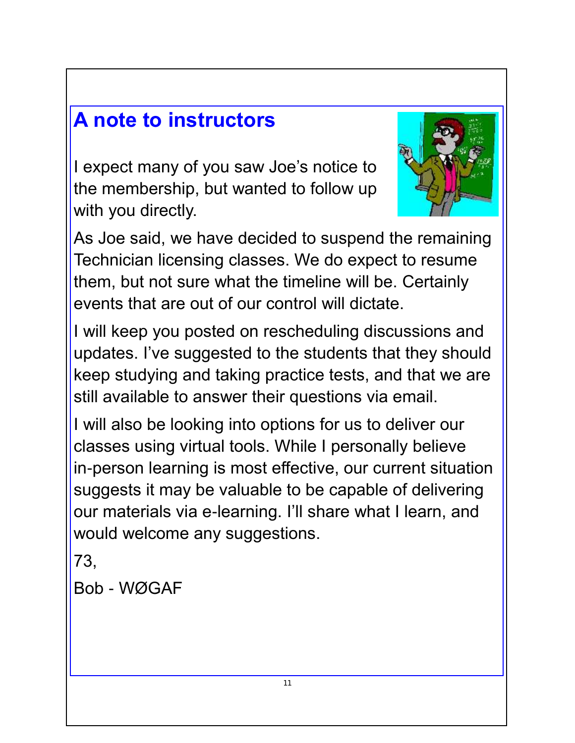# A note to instructors

I expect many of you saw Joe's notice to the membership, but wanted to follow up with you directly.

As Joe said, we have decided to suspend the remaining Technician licensing classes. We do expect to resume them, but not sure what the timeline will be. Certainly events that are out of our control will dictate.

I will keep you posted on rescheduling discussions and updates. I've suggested to the students that they should keep studying and taking practice tests, and that we are still available to answer their questions via email.

I will also be looking into options for us to deliver our classes using virtual tools. While I personally believe in-person learning is most effective, our current situation suggests it may be valuable to be capable of delivering our materials via e-learning. I'll share what I learn, and would welcome any suggestions.

73,

Bob - WØGAF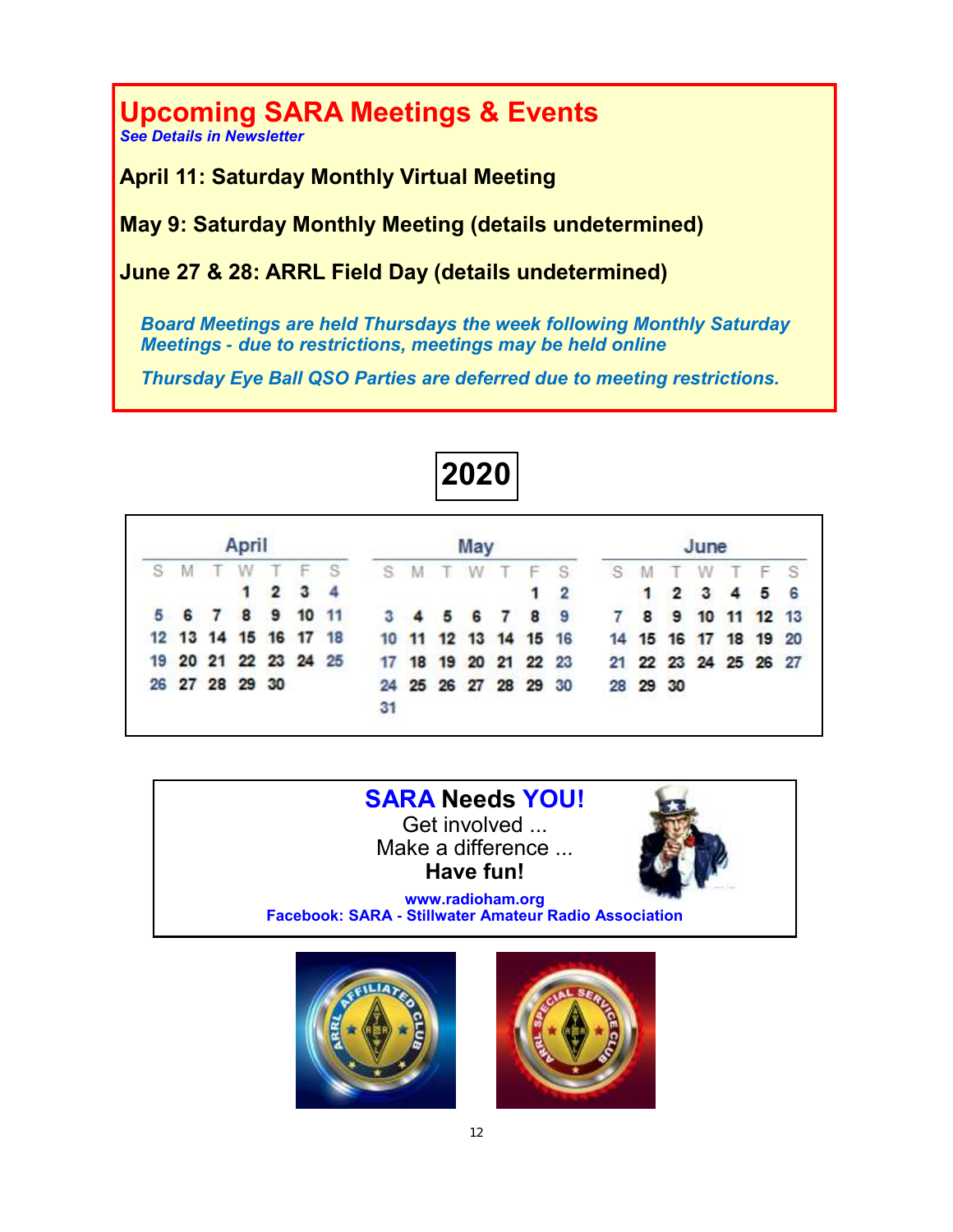# Upcoming SARA Meetings & Events

***See Details in Newsletter***

**April 11: Saturday Monthly Virtual Meeting**

**May 9: Saturday Monthly Meeting (details undetermined)**

**June 27 & 28: ARRL Field Day (details undetermined)**

***Board Meetings are held Thursdays the week following Monthly Saturday Meetings - due to restrictions, meetings may be held online***

***Thursday Eye Ball QSO Parties are deferred due to meeting restrictions.***

## 2020

**April**

| S | M | T | W | T | F | S |
|---|---|---|---|---|---|---|
| | | | 1 | 2 | 3 | 4 |
| 5 | 6 | 7 | 8 | 9 | 10 | 11 |
| 12 | 13 | 14 | 15 | 16 | 17 | 18 |
| 19 | 20 | 21 | 22 | 23 | 24 | 25 |
| 26 | 27 | 28 | 29 | 30 | | |

**May**

| S | M | T | W | T | F | S |
|---|---|---|---|---|---|---|
| | | | | | 1 | 2 |
| 3 | 4 | 5 | 6 | 7 | 8 | 9 |
| 10 | 11 | 12 | 13 | 14 | 15 | 16 |
| 17 | 18 | 19 | 20 | 21 | 22 | 23 |
| 24 | 25 | 26 | 27 | 28 | 29 | 30 |
| 31 | | | | | | |

**June**

| S | M | T | W | T | F | S |
|---|---|---|---|---|---|---|
| | 1 | 2 | 3 | 4 | 5 | 6 |
| 7 | 8 | 9 | 10 | 11 | 12 | 13 |
| 14 | 15 | 16 | 17 | 18 | 19 | 20 |
| 21 | 22 | 23 | 24 | 25 | 26 | 27 |
| 28 | 29 | 30 | | | | |

**SARA Needs YOU!**

Get involved ...

Make a difference ...

**Have fun!**

**www.radioham.org**

**Facebook: SARA - Stillwater Amateur Radio Association**